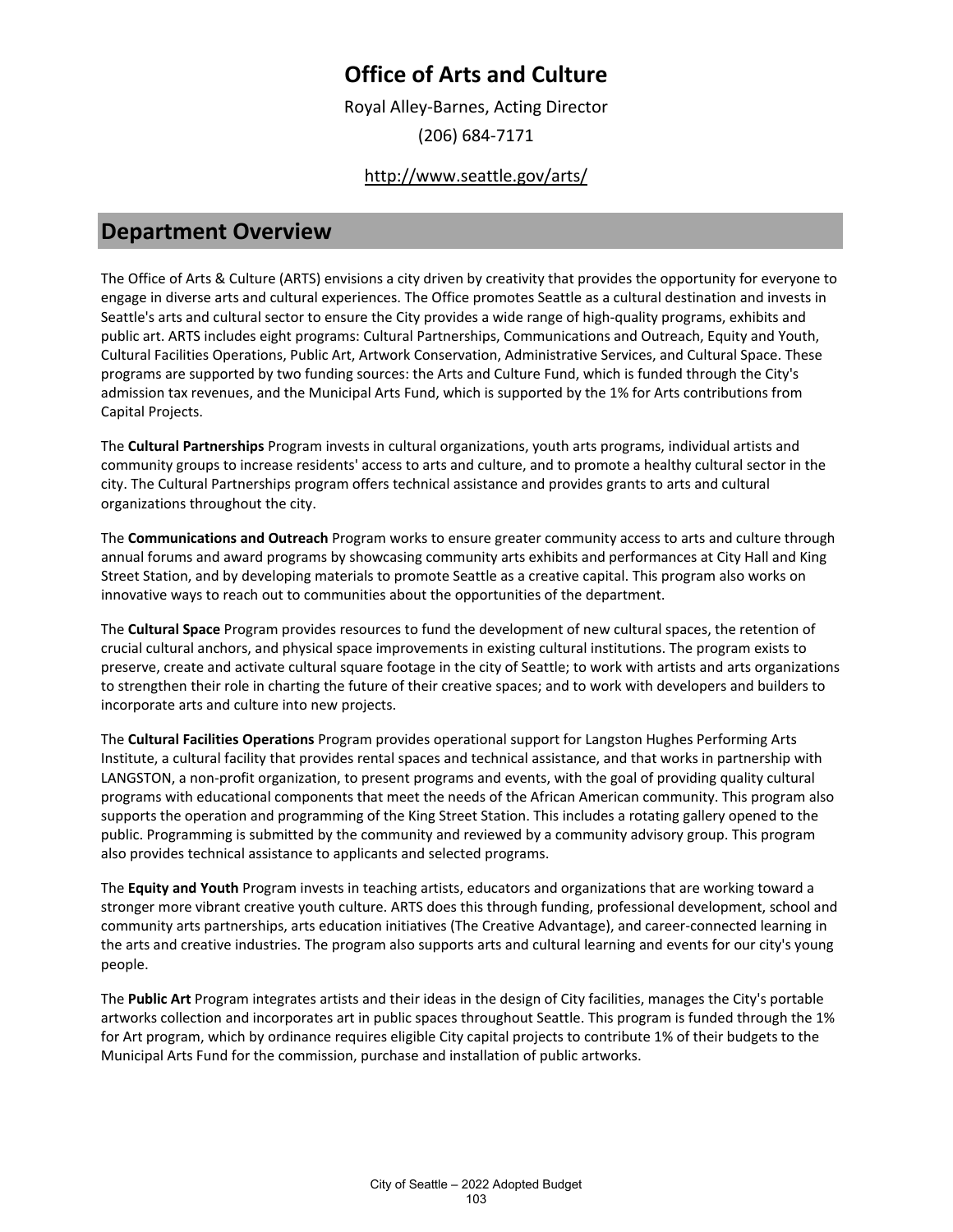# Office of Arts and Culture

Royal Alley-Barnes, Acting Director

(206) 684-7171

http://www.seattle.gov/arts/

## Department Overview

The Office of Arts & Culture (ARTS) envisions a city driven by creativity that provides the opportunity for everyone to engage in diverse arts and cultural experiences. The Office promotes Seattle as a cultural destination and invests in Seattle's arts and cultural sector to ensure the City provides a wide range of high-quality programs, exhibits and public art. ARTS includes eight programs: Cultural Partnerships, Communications and Outreach, Equity and Youth, Cultural Facilities Operations, Public Art, Artwork Conservation, Administrative Services, and Cultural Space. These programs are supported by two funding sources: the Arts and Culture Fund, which is funded through the City's admission tax revenues, and the Municipal Arts Fund, which is supported by the 1% for Arts contributions from Capital Projects.

The **Cultural Partnerships** Program invests in cultural organizations, youth arts programs, individual artists and community groups to increase residents' access to arts and culture, and to promote a healthy cultural sector in the city. The Cultural Partnerships program offers technical assistance and provides grants to arts and cultural organizations throughout the city.

The **Communications and Outreach** Program works to ensure greater community access to arts and culture through annual forums and award programs by showcasing community arts exhibits and performances at City Hall and King Street Station, and by developing materials to promote Seattle as a creative capital. This program also works on innovative ways to reach out to communities about the opportunities of the department.

The **Cultural Space** Program provides resources to fund the development of new cultural spaces, the retention of crucial cultural anchors, and physical space improvements in existing cultural institutions. The program exists to preserve, create and activate cultural square footage in the city of Seattle; to work with artists and arts organizations to strengthen their role in charting the future of their creative spaces; and to work with developers and builders to incorporate arts and culture into new projects.

The **Cultural Facilities Operations** Program provides operational support for Langston Hughes Performing Arts Institute, a cultural facility that provides rental spaces and technical assistance, and that works in partnership with LANGSTON, a non-profit organization, to present programs and events, with the goal of providing quality cultural programs with educational components that meet the needs of the African American community. This program also supports the operation and programming of the King Street Station. This includes a rotating gallery opened to the public. Programming is submitted by the community and reviewed by a community advisory group. This program also provides technical assistance to applicants and selected programs.

The **Equity and Youth** Program invests in teaching artists, educators and organizations that are working toward a stronger more vibrant creative youth culture. ARTS does this through funding, professional development, school and community arts partnerships, arts education initiatives (The Creative Advantage), and career-connected learning in the arts and creative industries. The program also supports arts and cultural learning and events for our city's young people.

The **Public Art** Program integrates artists and their ideas in the design of City facilities, manages the City's portable artworks collection and incorporates art in public spaces throughout Seattle. This program is funded through the 1% for Art program, which by ordinance requires eligible City capital projects to contribute 1% of their budgets to the Municipal Arts Fund for the commission, purchase and installation of public artworks.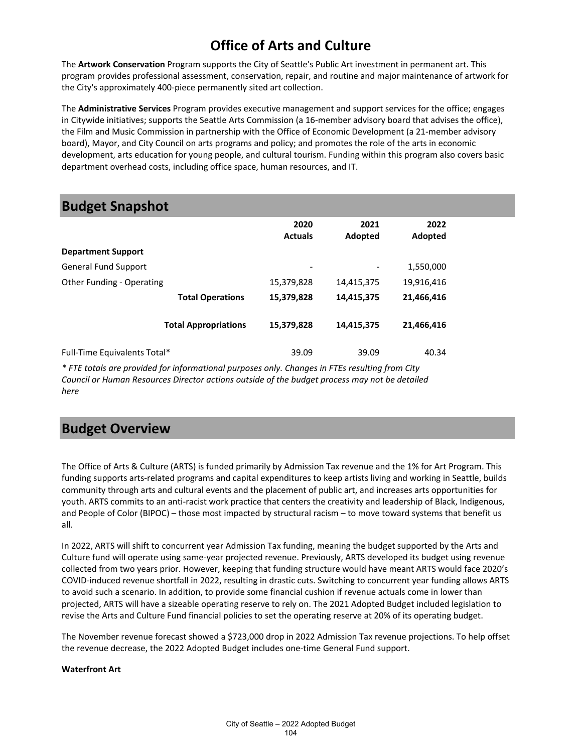# Office of Arts and Culture

The **Artwork Conservation** Program supports the City of Seattle's Public Art investment in permanent art. This program provides professional assessment, conservation, repair, and routine and major maintenance of artwork for the City's approximately 400-piece permanently sited art collection.

The **Administrative Services** Program provides executive management and support services for the office; engages in Citywide initiatives; supports the Seattle Arts Commission (a 16-member advisory board that advises the office), the Film and Music Commission in partnership with the Office of Economic Development (a 21-member advisory board), Mayor, and City Council on arts programs and policy; and promotes the role of the arts in economic development, arts education for young people, and cultural tourism. Funding within this program also covers basic department overhead costs, including office space, human resources, and IT.

## Budget Snapshot

| | 2020 Actuals | 2021 Adopted | 2022 Adopted |
|---|---|---|---|
| **Department Support** | | | |
| General Fund Support | - | - | 1,550,000 |
| Other Funding - Operating | 15,379,828 | 14,415,375 | 19,916,416 |
| **Total Operations** | **15,379,828** | **14,415,375** | **21,466,416** |
| **Total Appropriations** | **15,379,828** | **14,415,375** | **21,466,416** |
| Full-Time Equivalents Total* | 39.09 | 39.09 | 40.34 |

*\* FTE totals are provided for informational purposes only. Changes in FTEs resulting from City Council or Human Resources Director actions outside of the budget process may not be detailed here*

## Budget Overview

The Office of Arts & Culture (ARTS) is funded primarily by Admission Tax revenue and the 1% for Art Program. This funding supports arts-related programs and capital expenditures to keep artists living and working in Seattle, builds community through arts and cultural events and the placement of public art, and increases arts opportunities for youth. ARTS commits to an anti-racist work practice that centers the creativity and leadership of Black, Indigenous, and People of Color (BIPOC) – those most impacted by structural racism – to move toward systems that benefit us all.

In 2022, ARTS will shift to concurrent year Admission Tax funding, meaning the budget supported by the Arts and Culture fund will operate using same-year projected revenue. Previously, ARTS developed its budget using revenue collected from two years prior. However, keeping that funding structure would have meant ARTS would face 2020's COVID-induced revenue shortfall in 2022, resulting in drastic cuts. Switching to concurrent year funding allows ARTS to avoid such a scenario. In addition, to provide some financial cushion if revenue actuals come in lower than projected, ARTS will have a sizeable operating reserve to rely on. The 2021 Adopted Budget included legislation to revise the Arts and Culture Fund financial policies to set the operating reserve at 20% of its operating budget.

The November revenue forecast showed a $723,000 drop in 2022 Admission Tax revenue projections. To help offset the revenue decrease, the 2022 Adopted Budget includes one-time General Fund support.

**Waterfront Art**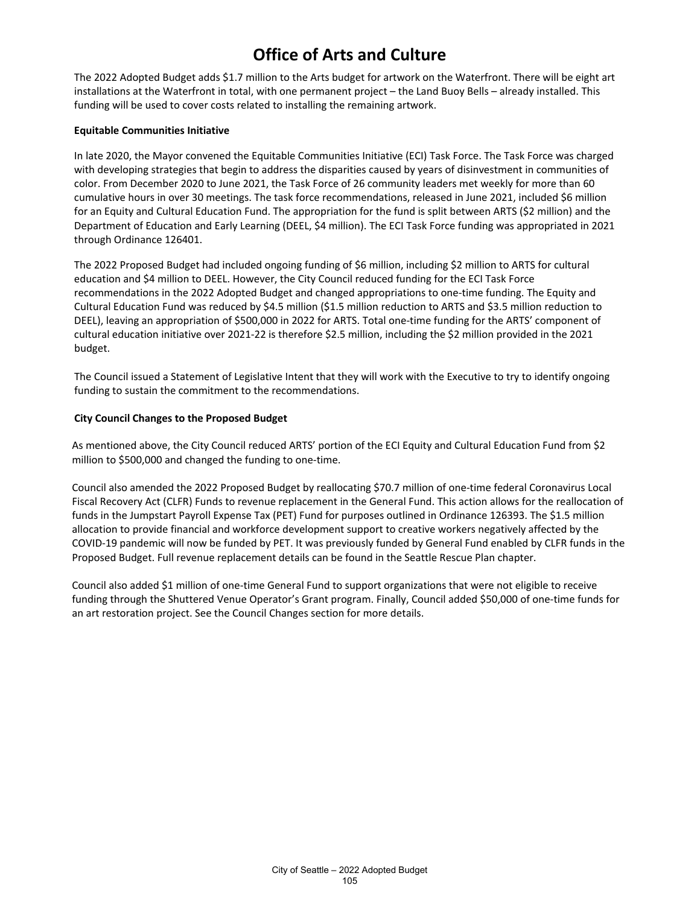# Office of Arts and Culture

The 2022 Adopted Budget adds $1.7 million to the Arts budget for artwork on the Waterfront. There will be eight art installations at the Waterfront in total, with one permanent project – the Land Buoy Bells – already installed. This funding will be used to cover costs related to installing the remaining artwork.

**Equitable Communities Initiative**

In late 2020, the Mayor convened the Equitable Communities Initiative (ECI) Task Force. The Task Force was charged with developing strategies that begin to address the disparities caused by years of disinvestment in communities of color. From December 2020 to June 2021, the Task Force of 26 community leaders met weekly for more than 60 cumulative hours in over 30 meetings. The task force recommendations, released in June 2021, included $6 million for an Equity and Cultural Education Fund. The appropriation for the fund is split between ARTS ($2 million) and the Department of Education and Early Learning (DEEL, $4 million). The ECI Task Force funding was appropriated in 2021 through Ordinance 126401.

The 2022 Proposed Budget had included ongoing funding of $6 million, including $2 million to ARTS for cultural education and $4 million to DEEL. However, the City Council reduced funding for the ECI Task Force recommendations in the 2022 Adopted Budget and changed appropriations to one-time funding. The Equity and Cultural Education Fund was reduced by $4.5 million ($1.5 million reduction to ARTS and $3.5 million reduction to DEEL), leaving an appropriation of $500,000 in 2022 for ARTS. Total one-time funding for the ARTS' component of cultural education initiative over 2021-22 is therefore $2.5 million, including the $2 million provided in the 2021 budget.

The Council issued a Statement of Legislative Intent that they will work with the Executive to try to identify ongoing funding to sustain the commitment to the recommendations.

**City Council Changes to the Proposed Budget**

As mentioned above, the City Council reduced ARTS' portion of the ECI Equity and Cultural Education Fund from $2 million to $500,000 and changed the funding to one-time.

Council also amended the 2022 Proposed Budget by reallocating $70.7 million of one-time federal Coronavirus Local Fiscal Recovery Act (CLFR) Funds to revenue replacement in the General Fund. This action allows for the reallocation of funds in the Jumpstart Payroll Expense Tax (PET) Fund for purposes outlined in Ordinance 126393. The $1.5 million allocation to provide financial and workforce development support to creative workers negatively affected by the COVID-19 pandemic will now be funded by PET. It was previously funded by General Fund enabled by CLFR funds in the Proposed Budget. Full revenue replacement details can be found in the Seattle Rescue Plan chapter.

Council also added $1 million of one-time General Fund to support organizations that were not eligible to receive funding through the Shuttered Venue Operator's Grant program. Finally, Council added $50,000 of one-time funds for an art restoration project. See the Council Changes section for more details.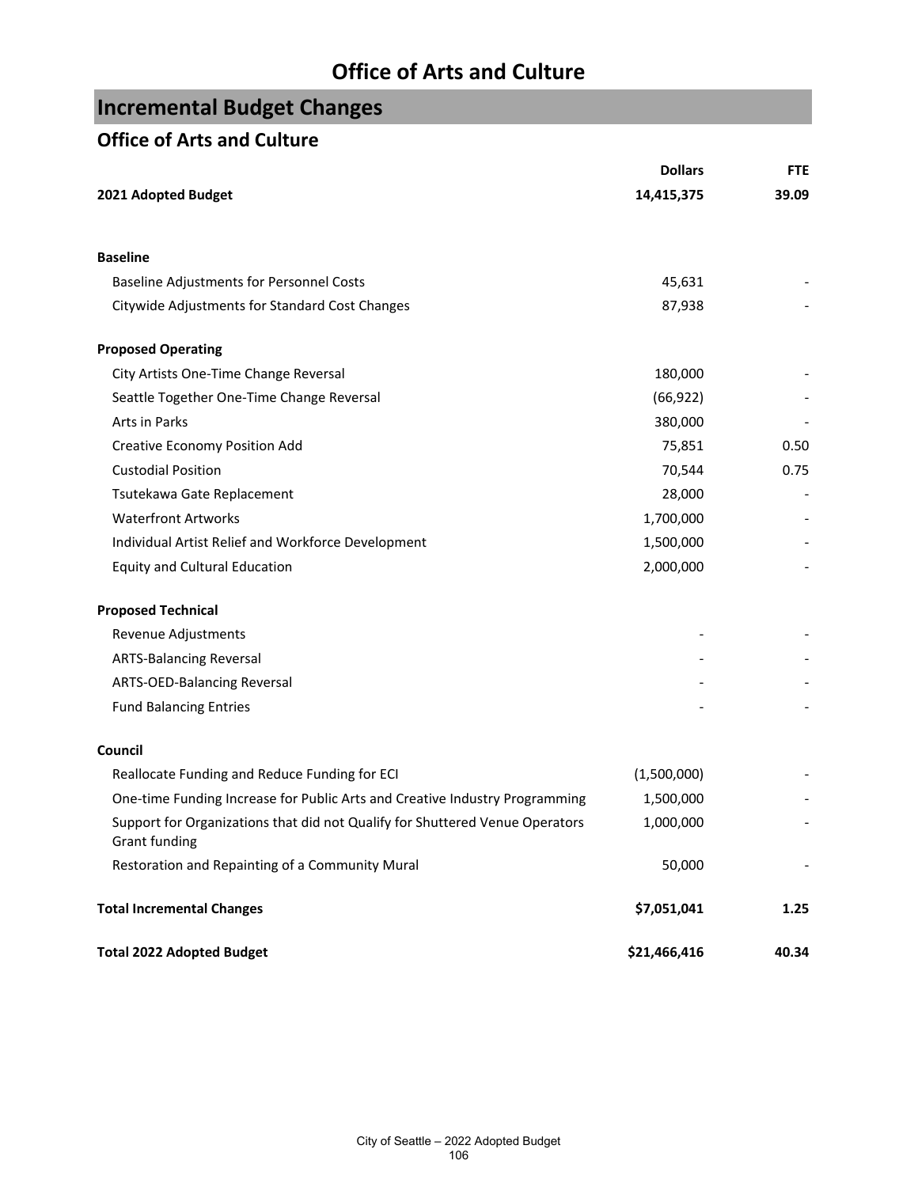# Office of Arts and Culture

## Incremental Budget Changes

### Office of Arts and Culture

| | Dollars | FTE |
|---|---|---|
| **2021 Adopted Budget** | **14,415,375** | **39.09** |
| | | |
| **Baseline** | | |
| Baseline Adjustments for Personnel Costs | 45,631 | - |
| Citywide Adjustments for Standard Cost Changes | 87,938 | - |
| | | |
| **Proposed Operating** | | |
| City Artists One-Time Change Reversal | 180,000 | - |
| Seattle Together One-Time Change Reversal | (66,922) | - |
| Arts in Parks | 380,000 | - |
| Creative Economy Position Add | 75,851 | 0.50 |
| Custodial Position | 70,544 | 0.75 |
| Tsutekawa Gate Replacement | 28,000 | - |
| Waterfront Artworks | 1,700,000 | - |
| Individual Artist Relief and Workforce Development | 1,500,000 | - |
| Equity and Cultural Education | 2,000,000 | - |
| | | |
| **Proposed Technical** | | |
| Revenue Adjustments | - | - |
| ARTS-Balancing Reversal | - | - |
| ARTS-OED-Balancing Reversal | - | - |
| Fund Balancing Entries | - | - |
| | | |
| **Council** | | |
| Reallocate Funding and Reduce Funding for ECI | (1,500,000) | - |
| One-time Funding Increase for Public Arts and Creative Industry Programming | 1,500,000 | - |
| Support for Organizations that did not Qualify for Shuttered Venue Operators Grant funding | 1,000,000 | - |
| Restoration and Repainting of a Community Mural | 50,000 | - |
| | | |
| **Total Incremental Changes** | **$7,051,041** | **1.25** |
| | | |
| **Total 2022 Adopted Budget** | **$21,466,416** | **40.34** |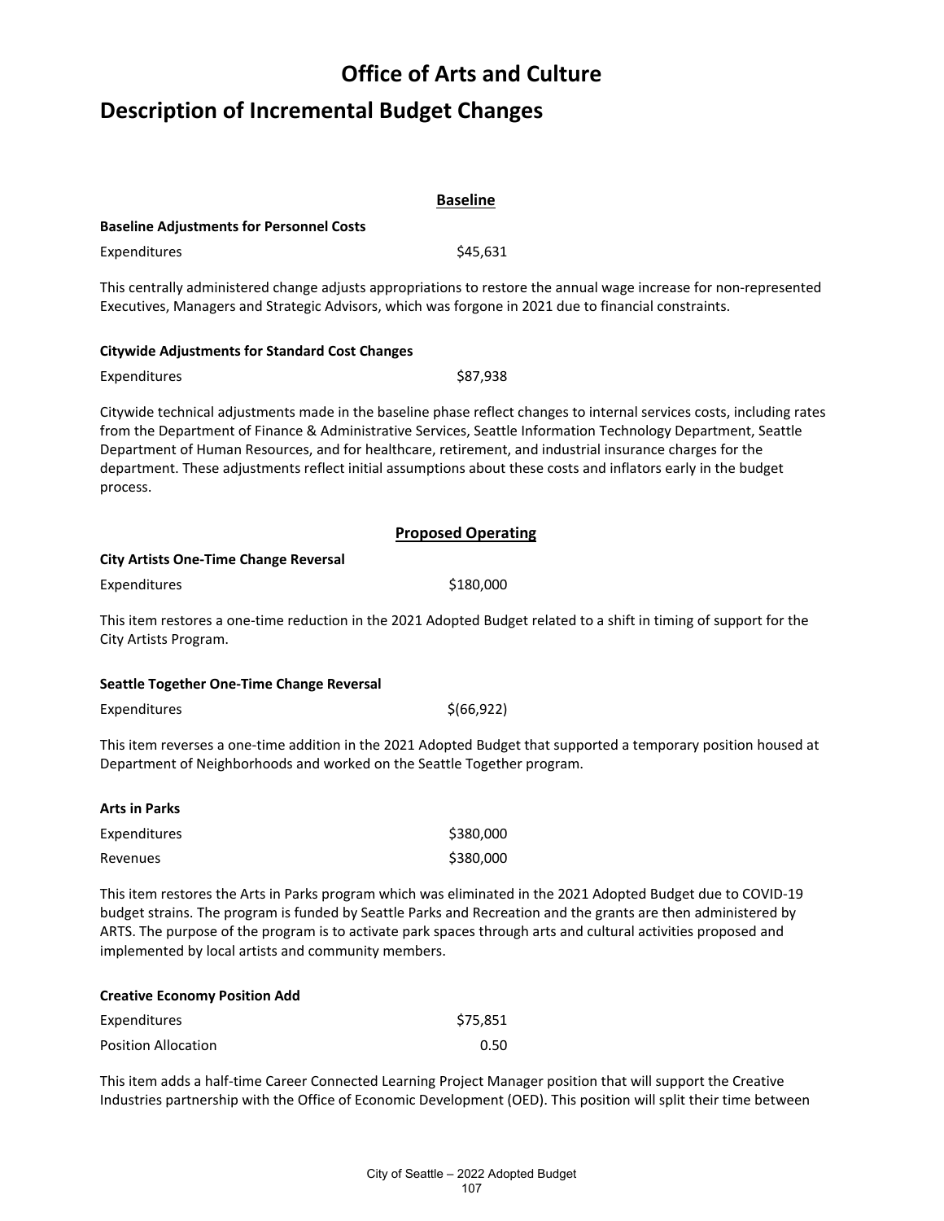# Office of Arts and Culture

## Description of Incremental Budget Changes

### Baseline

**Baseline Adjustments for Personnel Costs**

| | |
|---|---|
| Expenditures | $45,631 |

This centrally administered change adjusts appropriations to restore the annual wage increase for non-represented Executives, Managers and Strategic Advisors, which was forgone in 2021 due to financial constraints.

**Citywide Adjustments for Standard Cost Changes**

| | |
|---|---|
| Expenditures | $87,938 |

Citywide technical adjustments made in the baseline phase reflect changes to internal services costs, including rates from the Department of Finance & Administrative Services, Seattle Information Technology Department, Seattle Department of Human Resources, and for healthcare, retirement, and industrial insurance charges for the department. These adjustments reflect initial assumptions about these costs and inflators early in the budget process.

### Proposed Operating

**City Artists One-Time Change Reversal**

| | |
|---|---|
| Expenditures | $180,000 |

This item restores a one-time reduction in the 2021 Adopted Budget related to a shift in timing of support for the City Artists Program.

**Seattle Together One-Time Change Reversal**

| | |
|---|---|
| Expenditures | $(66,922) |

This item reverses a one-time addition in the 2021 Adopted Budget that supported a temporary position housed at Department of Neighborhoods and worked on the Seattle Together program.

**Arts in Parks**

| | |
|---|---|
| Expenditures | $380,000 |
| Revenues | $380,000 |

This item restores the Arts in Parks program which was eliminated in the 2021 Adopted Budget due to COVID-19 budget strains. The program is funded by Seattle Parks and Recreation and the grants are then administered by ARTS. The purpose of the program is to activate park spaces through arts and cultural activities proposed and implemented by local artists and community members.

**Creative Economy Position Add**

| | |
|---|---|
| Expenditures | $75,851 |
| Position Allocation | 0.50 |

This item adds a half-time Career Connected Learning Project Manager position that will support the Creative Industries partnership with the Office of Economic Development (OED). This position will split their time between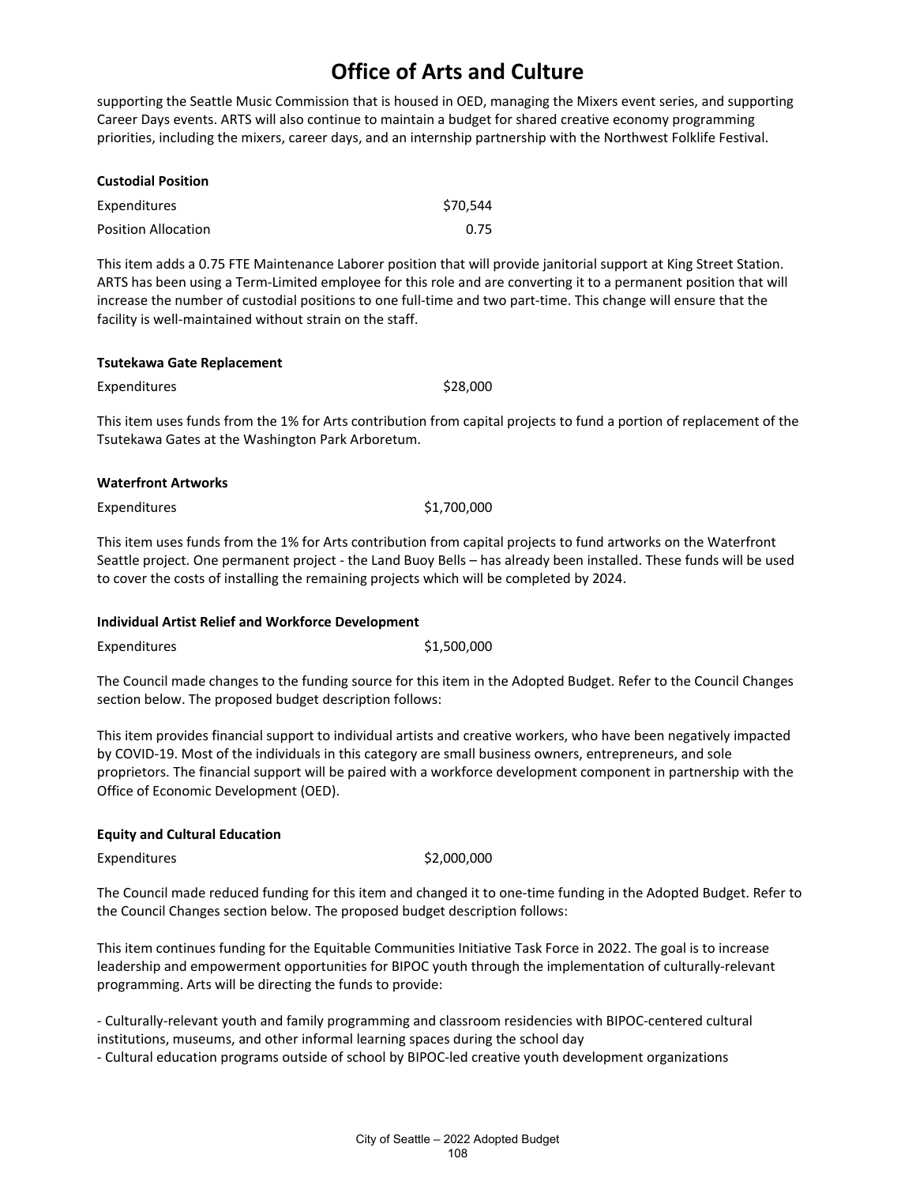# Office of Arts and Culture

supporting the Seattle Music Commission that is housed in OED, managing the Mixers event series, and supporting Career Days events. ARTS will also continue to maintain a budget for shared creative economy programming priorities, including the mixers, career days, and an internship partnership with the Northwest Folklife Festival.

**Custodial Position**

| | |
|---|---|
| Expenditures | $70,544 |
| Position Allocation | 0.75 |

This item adds a 0.75 FTE Maintenance Laborer position that will provide janitorial support at King Street Station. ARTS has been using a Term-Limited employee for this role and are converting it to a permanent position that will increase the number of custodial positions to one full-time and two part-time. This change will ensure that the facility is well-maintained without strain on the staff.

**Tsutekawa Gate Replacement**

| | |
|---|---|
| Expenditures | $28,000 |

This item uses funds from the 1% for Arts contribution from capital projects to fund a portion of replacement of the Tsutekawa Gates at the Washington Park Arboretum.

**Waterfront Artworks**

| | |
|---|---|
| Expenditures | $1,700,000 |

This item uses funds from the 1% for Arts contribution from capital projects to fund artworks on the Waterfront Seattle project. One permanent project - the Land Buoy Bells – has already been installed. These funds will be used to cover the costs of installing the remaining projects which will be completed by 2024.

**Individual Artist Relief and Workforce Development**

| | |
|---|---|
| Expenditures | $1,500,000 |

The Council made changes to the funding source for this item in the Adopted Budget. Refer to the Council Changes section below. The proposed budget description follows:

This item provides financial support to individual artists and creative workers, who have been negatively impacted by COVID-19. Most of the individuals in this category are small business owners, entrepreneurs, and sole proprietors. The financial support will be paired with a workforce development component in partnership with the Office of Economic Development (OED).

**Equity and Cultural Education**

| | |
|---|---|
| Expenditures | $2,000,000 |

The Council made reduced funding for this item and changed it to one-time funding in the Adopted Budget. Refer to the Council Changes section below. The proposed budget description follows:

This item continues funding for the Equitable Communities Initiative Task Force in 2022. The goal is to increase leadership and empowerment opportunities for BIPOC youth through the implementation of culturally-relevant programming. Arts will be directing the funds to provide:

- Culturally-relevant youth and family programming and classroom residencies with BIPOC-centered cultural institutions, museums, and other informal learning spaces during the school day
- Cultural education programs outside of school by BIPOC-led creative youth development organizations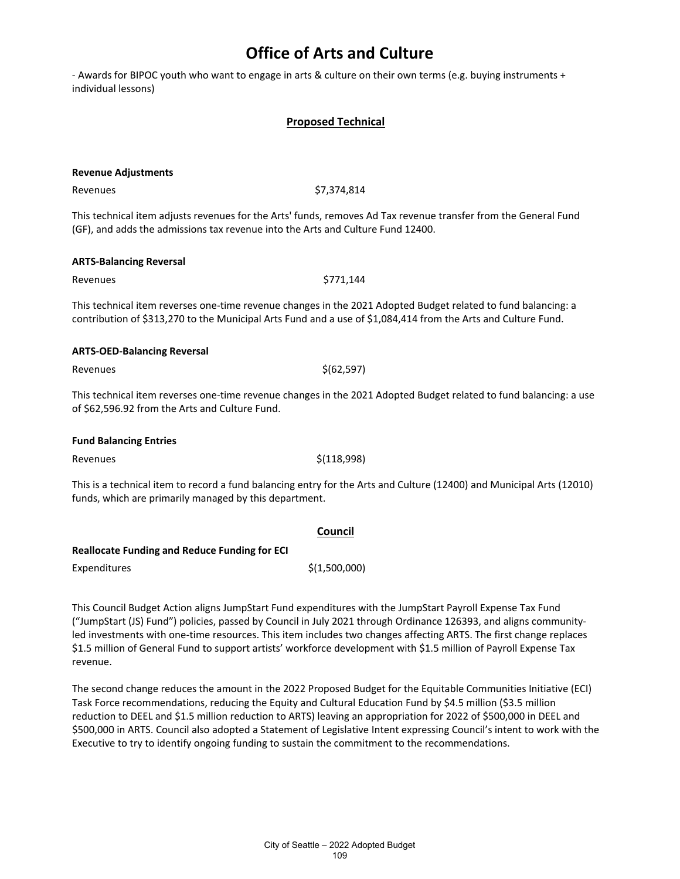# Office of Arts and Culture

- Awards for BIPOC youth who want to engage in arts & culture on their own terms (e.g. buying instruments + individual lessons)

## Proposed Technical

**Revenue Adjustments**

Revenues $7,374,814

This technical item adjusts revenues for the Arts' funds, removes Ad Tax revenue transfer from the General Fund (GF), and adds the admissions tax revenue into the Arts and Culture Fund 12400.

**ARTS-Balancing Reversal**

Revenues $771,144

This technical item reverses one-time revenue changes in the 2021 Adopted Budget related to fund balancing: a contribution of $313,270 to the Municipal Arts Fund and a use of $1,084,414 from the Arts and Culture Fund.

**ARTS-OED-Balancing Reversal**

Revenues $(62,597)

This technical item reverses one-time revenue changes in the 2021 Adopted Budget related to fund balancing: a use of $62,596.92 from the Arts and Culture Fund.

**Fund Balancing Entries**

Revenues $(118,998)

This is a technical item to record a fund balancing entry for the Arts and Culture (12400) and Municipal Arts (12010) funds, which are primarily managed by this department.

## Council

**Reallocate Funding and Reduce Funding for ECI**

Expenditures $(1,500,000)

This Council Budget Action aligns JumpStart Fund expenditures with the JumpStart Payroll Expense Tax Fund ("JumpStart (JS) Fund") policies, passed by Council in July 2021 through Ordinance 126393, and aligns community-led investments with one-time resources. This item includes two changes affecting ARTS. The first change replaces $1.5 million of General Fund to support artists' workforce development with $1.5 million of Payroll Expense Tax revenue.

The second change reduces the amount in the 2022 Proposed Budget for the Equitable Communities Initiative (ECI) Task Force recommendations, reducing the Equity and Cultural Education Fund by $4.5 million ($3.5 million reduction to DEEL and $1.5 million reduction to ARTS) leaving an appropriation for 2022 of $500,000 in DEEL and $500,000 in ARTS. Council also adopted a Statement of Legislative Intent expressing Council's intent to work with the Executive to try to identify ongoing funding to sustain the commitment to the recommendations.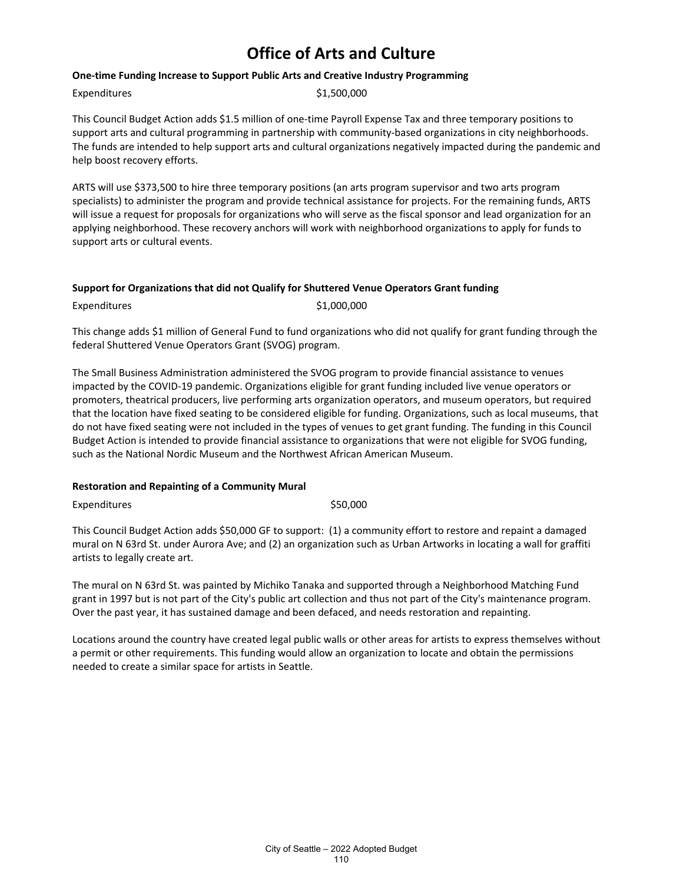# Office of Arts and Culture

**One-time Funding Increase to Support Public Arts and Creative Industry Programming**

| | |
|---|---|
| Expenditures | $1,500,000 |

This Council Budget Action adds $1.5 million of one-time Payroll Expense Tax and three temporary positions to support arts and cultural programming in partnership with community-based organizations in city neighborhoods. The funds are intended to help support arts and cultural organizations negatively impacted during the pandemic and help boost recovery efforts.

ARTS will use $373,500 to hire three temporary positions (an arts program supervisor and two arts program specialists) to administer the program and provide technical assistance for projects. For the remaining funds, ARTS will issue a request for proposals for organizations who will serve as the fiscal sponsor and lead organization for an applying neighborhood. These recovery anchors will work with neighborhood organizations to apply for funds to support arts or cultural events.

**Support for Organizations that did not Qualify for Shuttered Venue Operators Grant funding**

| | |
|---|---|
| Expenditures | $1,000,000 |

This change adds $1 million of General Fund to fund organizations who did not qualify for grant funding through the federal Shuttered Venue Operators Grant (SVOG) program.

The Small Business Administration administered the SVOG program to provide financial assistance to venues impacted by the COVID-19 pandemic. Organizations eligible for grant funding included live venue operators or promoters, theatrical producers, live performing arts organization operators, and museum operators, but required that the location have fixed seating to be considered eligible for funding. Organizations, such as local museums, that do not have fixed seating were not included in the types of venues to get grant funding. The funding in this Council Budget Action is intended to provide financial assistance to organizations that were not eligible for SVOG funding, such as the National Nordic Museum and the Northwest African American Museum.

**Restoration and Repainting of a Community Mural**

| | |
|---|---|
| Expenditures | $50,000 |

This Council Budget Action adds $50,000 GF to support: (1) a community effort to restore and repaint a damaged mural on N 63rd St. under Aurora Ave; and (2) an organization such as Urban Artworks in locating a wall for graffiti artists to legally create art.

The mural on N 63rd St. was painted by Michiko Tanaka and supported through a Neighborhood Matching Fund grant in 1997 but is not part of the City's public art collection and thus not part of the City's maintenance program. Over the past year, it has sustained damage and been defaced, and needs restoration and repainting.

Locations around the country have created legal public walls or other areas for artists to express themselves without a permit or other requirements. This funding would allow an organization to locate and obtain the permissions needed to create a similar space for artists in Seattle.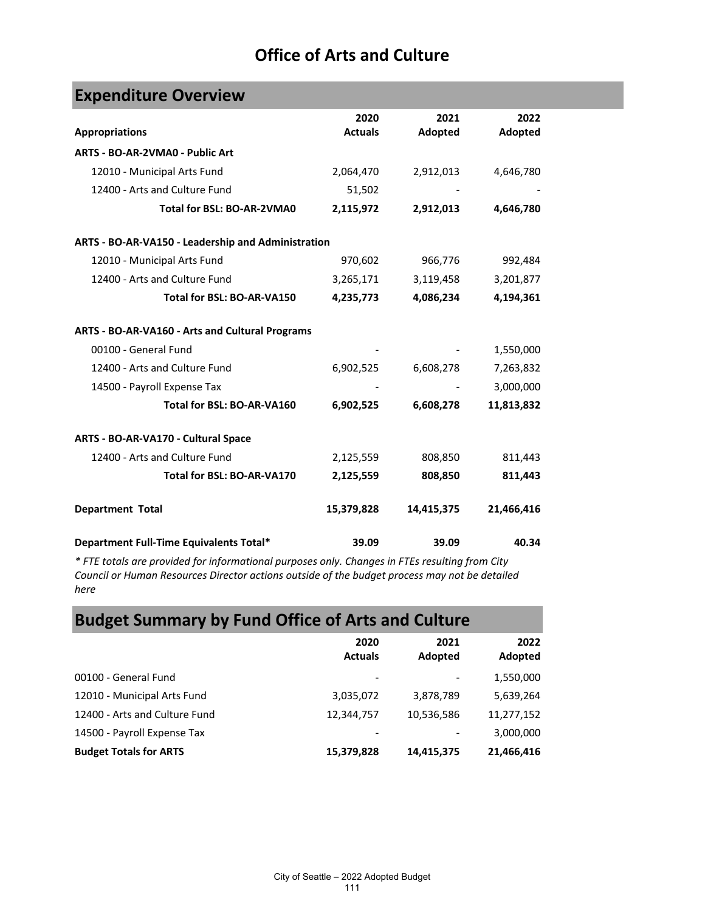# Office of Arts and Culture

## Expenditure Overview

| Appropriations | 2020 Actuals | 2021 Adopted | 2022 Adopted |
|---|---|---|---|
| **ARTS - BO-AR-2VMA0 - Public Art** | | | |
| 12010 - Municipal Arts Fund | 2,064,470 | 2,912,013 | 4,646,780 |
| 12400 - Arts and Culture Fund | 51,502 | - | - |
| **Total for BSL: BO-AR-2VMA0** | **2,115,972** | **2,912,013** | **4,646,780** |
| **ARTS - BO-AR-VA150 - Leadership and Administration** | | | |
| 12010 - Municipal Arts Fund | 970,602 | 966,776 | 992,484 |
| 12400 - Arts and Culture Fund | 3,265,171 | 3,119,458 | 3,201,877 |
| **Total for BSL: BO-AR-VA150** | **4,235,773** | **4,086,234** | **4,194,361** |
| **ARTS - BO-AR-VA160 - Arts and Cultural Programs** | | | |
| 00100 - General Fund | - | - | 1,550,000 |
| 12400 - Arts and Culture Fund | 6,902,525 | 6,608,278 | 7,263,832 |
| 14500 - Payroll Expense Tax | - | - | 3,000,000 |
| **Total for BSL: BO-AR-VA160** | **6,902,525** | **6,608,278** | **11,813,832** |
| **ARTS - BO-AR-VA170 - Cultural Space** | | | |
| 12400 - Arts and Culture Fund | 2,125,559 | 808,850 | 811,443 |
| **Total for BSL: BO-AR-VA170** | **2,125,559** | **808,850** | **811,443** |
| **Department Total** | **15,379,828** | **14,415,375** | **21,466,416** |
| **Department Full-Time Equivalents Total*** | **39.09** | **39.09** | **40.34** |

*\* FTE totals are provided for informational purposes only. Changes in FTEs resulting from City Council or Human Resources Director actions outside of the budget process may not be detailed here*

## Budget Summary by Fund Office of Arts and Culture

| | 2020 Actuals | 2021 Adopted | 2022 Adopted |
|---|---|---|---|
| 00100 - General Fund | - | - | 1,550,000 |
| 12010 - Municipal Arts Fund | 3,035,072 | 3,878,789 | 5,639,264 |
| 12400 - Arts and Culture Fund | 12,344,757 | 10,536,586 | 11,277,152 |
| 14500 - Payroll Expense Tax | - | - | 3,000,000 |
| **Budget Totals for ARTS** | **15,379,828** | **14,415,375** | **21,466,416** |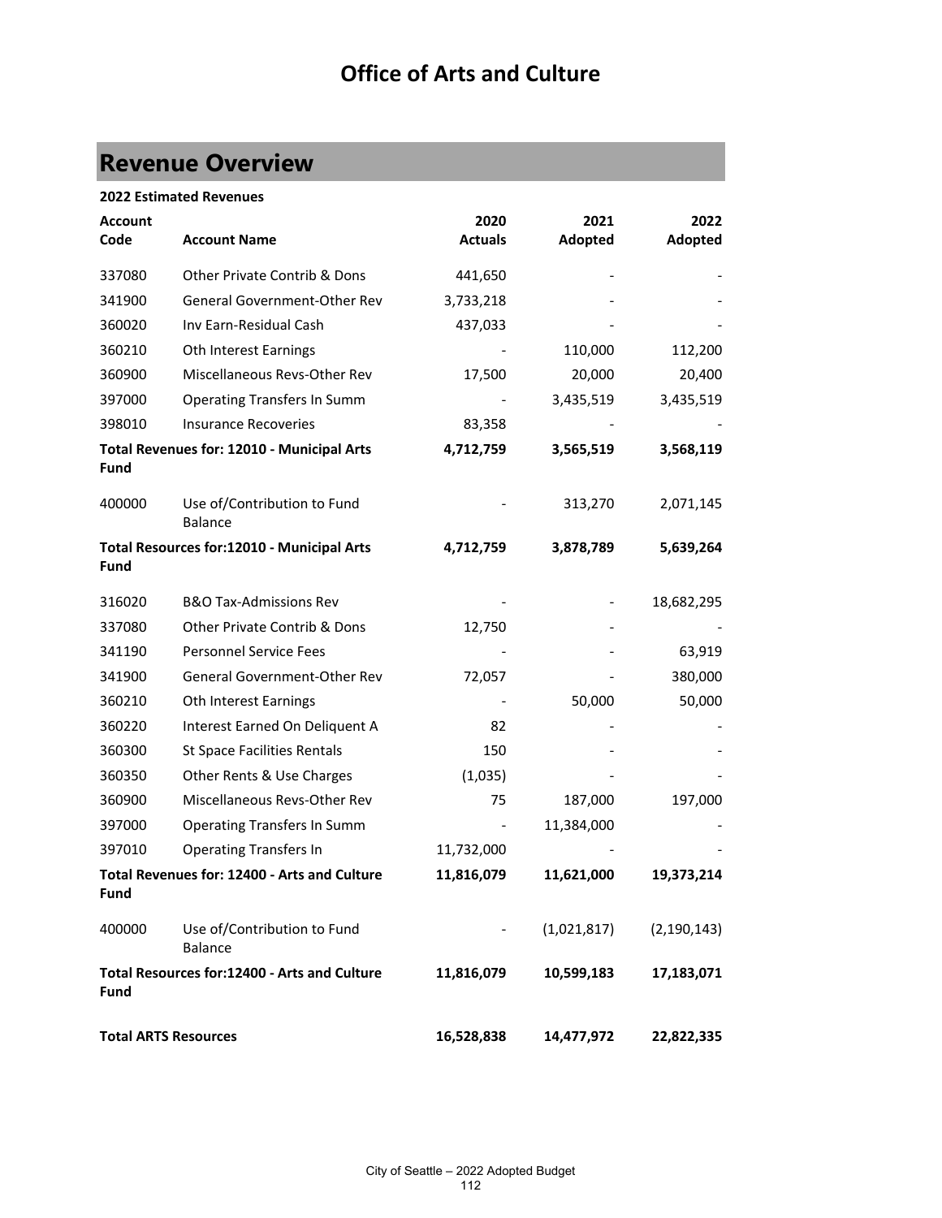# Office of Arts and Culture

## Revenue Overview

**2022 Estimated Revenues**

| Account Code | Account Name | 2020 Actuals | 2021 Adopted | 2022 Adopted |
|---|---|---|---|---|
| 337080 | Other Private Contrib & Dons | 441,650 | - | - |
| 341900 | General Government-Other Rev | 3,733,218 | - | - |
| 360020 | Inv Earn-Residual Cash | 437,033 | - | - |
| 360210 | Oth Interest Earnings | - | 110,000 | 112,200 |
| 360900 | Miscellaneous Revs-Other Rev | 17,500 | 20,000 | 20,400 |
| 397000 | Operating Transfers In Summ | - | 3,435,519 | 3,435,519 |
| 398010 | Insurance Recoveries | 83,358 | - | - |
| **Total Revenues for: 12010 - Municipal Arts Fund** | | **4,712,759** | **3,565,519** | **3,568,119** |
| 400000 | Use of/Contribution to Fund Balance | - | 313,270 | 2,071,145 |
| **Total Resources for:12010 - Municipal Arts Fund** | | **4,712,759** | **3,878,789** | **5,639,264** |
| 316020 | B&O Tax-Admissions Rev | - | - | 18,682,295 |
| 337080 | Other Private Contrib & Dons | 12,750 | - | - |
| 341190 | Personnel Service Fees | - | - | 63,919 |
| 341900 | General Government-Other Rev | 72,057 | - | 380,000 |
| 360210 | Oth Interest Earnings | - | 50,000 | 50,000 |
| 360220 | Interest Earned On Deliquent A | 82 | - | - |
| 360300 | St Space Facilities Rentals | 150 | - | - |
| 360350 | Other Rents & Use Charges | (1,035) | - | - |
| 360900 | Miscellaneous Revs-Other Rev | 75 | 187,000 | 197,000 |
| 397000 | Operating Transfers In Summ | - | 11,384,000 | - |
| 397010 | Operating Transfers In | 11,732,000 | - | - |
| **Total Revenues for: 12400 - Arts and Culture Fund** | | **11,816,079** | **11,621,000** | **19,373,214** |
| 400000 | Use of/Contribution to Fund Balance | - | (1,021,817) | (2,190,143) |
| **Total Resources for:12400 - Arts and Culture Fund** | | **11,816,079** | **10,599,183** | **17,183,071** |
| **Total ARTS Resources** | | **16,528,838** | **14,477,972** | **22,822,335** |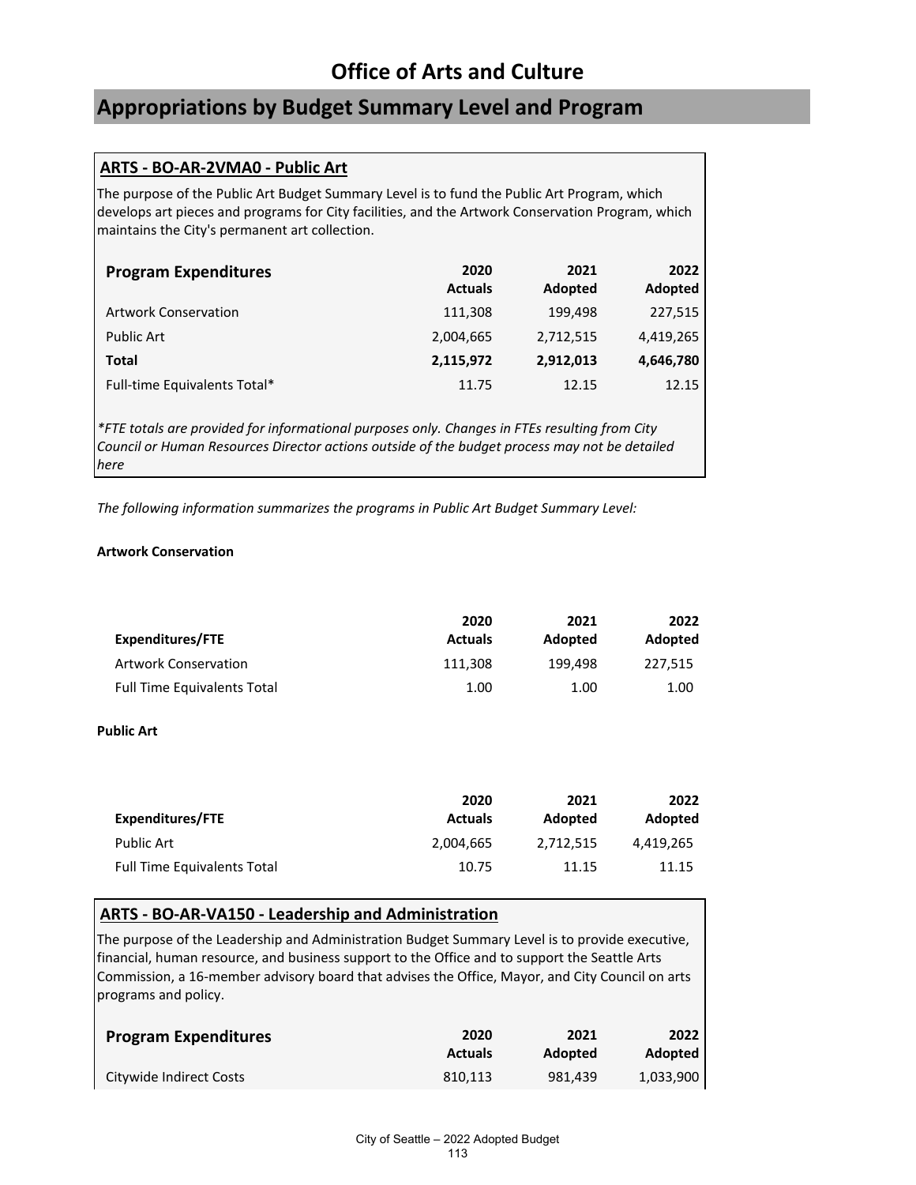# Office of Arts and Culture

## Appropriations by Budget Summary Level and Program

### ARTS - BO-AR-2VMA0 - Public Art

The purpose of the Public Art Budget Summary Level is to fund the Public Art Program, which develops art pieces and programs for City facilities, and the Artwork Conservation Program, which maintains the City's permanent art collection.

| Program Expenditures | 2020 Actuals | 2021 Adopted | 2022 Adopted |
|---|---|---|---|
| Artwork Conservation | 111,308 | 199,498 | 227,515 |
| Public Art | 2,004,665 | 2,712,515 | 4,419,265 |
| **Total** | **2,115,972** | **2,912,013** | **4,646,780** |
| Full-time Equivalents Total* | 11.75 | 12.15 | 12.15 |

*\*FTE totals are provided for informational purposes only. Changes in FTEs resulting from City Council or Human Resources Director actions outside of the budget process may not be detailed here*

*The following information summarizes the programs in Public Art Budget Summary Level:*

**Artwork Conservation**

| Expenditures/FTE | 2020 Actuals | 2021 Adopted | 2022 Adopted |
|---|---|---|---|
| Artwork Conservation | 111,308 | 199,498 | 227,515 |
| Full Time Equivalents Total | 1.00 | 1.00 | 1.00 |

**Public Art**

| Expenditures/FTE | 2020 Actuals | 2021 Adopted | 2022 Adopted |
|---|---|---|---|
| Public Art | 2,004,665 | 2,712,515 | 4,419,265 |
| Full Time Equivalents Total | 10.75 | 11.15 | 11.15 |

### ARTS - BO-AR-VA150 - Leadership and Administration

The purpose of the Leadership and Administration Budget Summary Level is to provide executive, financial, human resource, and business support to the Office and to support the Seattle Arts Commission, a 16-member advisory board that advises the Office, Mayor, and City Council on arts programs and policy.

| Program Expenditures | 2020 Actuals | 2021 Adopted | 2022 Adopted |
|---|---|---|---|
| Citywide Indirect Costs | 810,113 | 981,439 | 1,033,900 |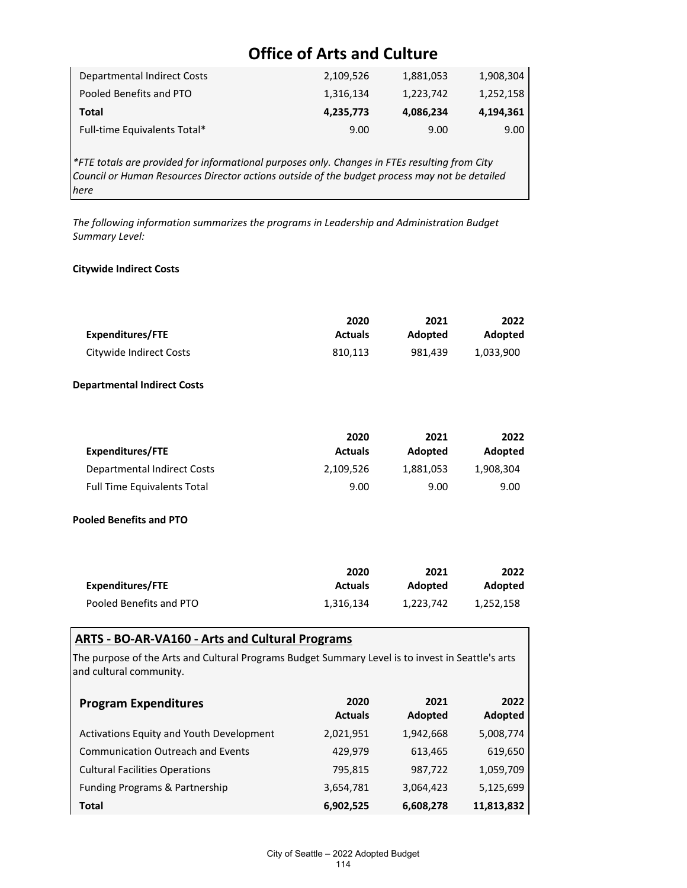# Office of Arts and Culture

| | | | |
|---|---|---|---|
| Departmental Indirect Costs | 2,109,526 | 1,881,053 | 1,908,304 |
| Pooled Benefits and PTO | 1,316,134 | 1,223,742 | 1,252,158 |
| **Total** | **4,235,773** | **4,086,234** | **4,194,361** |
| Full-time Equivalents Total* | 9.00 | 9.00 | 9.00 |

*\*FTE totals are provided for informational purposes only. Changes in FTEs resulting from City Council or Human Resources Director actions outside of the budget process may not be detailed here*

*The following information summarizes the programs in Leadership and Administration Budget Summary Level:*

**Citywide Indirect Costs**

| Expenditures/FTE | 2020 Actuals | 2021 Adopted | 2022 Adopted |
|---|---|---|---|
| Citywide Indirect Costs | 810,113 | 981,439 | 1,033,900 |

**Departmental Indirect Costs**

| Expenditures/FTE | 2020 Actuals | 2021 Adopted | 2022 Adopted |
|---|---|---|---|
| Departmental Indirect Costs | 2,109,526 | 1,881,053 | 1,908,304 |
| Full Time Equivalents Total | 9.00 | 9.00 | 9.00 |

**Pooled Benefits and PTO**

| Expenditures/FTE | 2020 Actuals | 2021 Adopted | 2022 Adopted |
|---|---|---|---|
| Pooled Benefits and PTO | 1,316,134 | 1,223,742 | 1,252,158 |

## ARTS - BO-AR-VA160 - Arts and Cultural Programs

The purpose of the Arts and Cultural Programs Budget Summary Level is to invest in Seattle's arts and cultural community.

| Program Expenditures | 2020 Actuals | 2021 Adopted | 2022 Adopted |
|---|---|---|---|
| Activations Equity and Youth Development | 2,021,951 | 1,942,668 | 5,008,774 |
| Communication Outreach and Events | 429,979 | 613,465 | 619,650 |
| Cultural Facilities Operations | 795,815 | 987,722 | 1,059,709 |
| Funding Programs & Partnership | 3,654,781 | 3,064,423 | 5,125,699 |
| **Total** | **6,902,525** | **6,608,278** | **11,813,832** |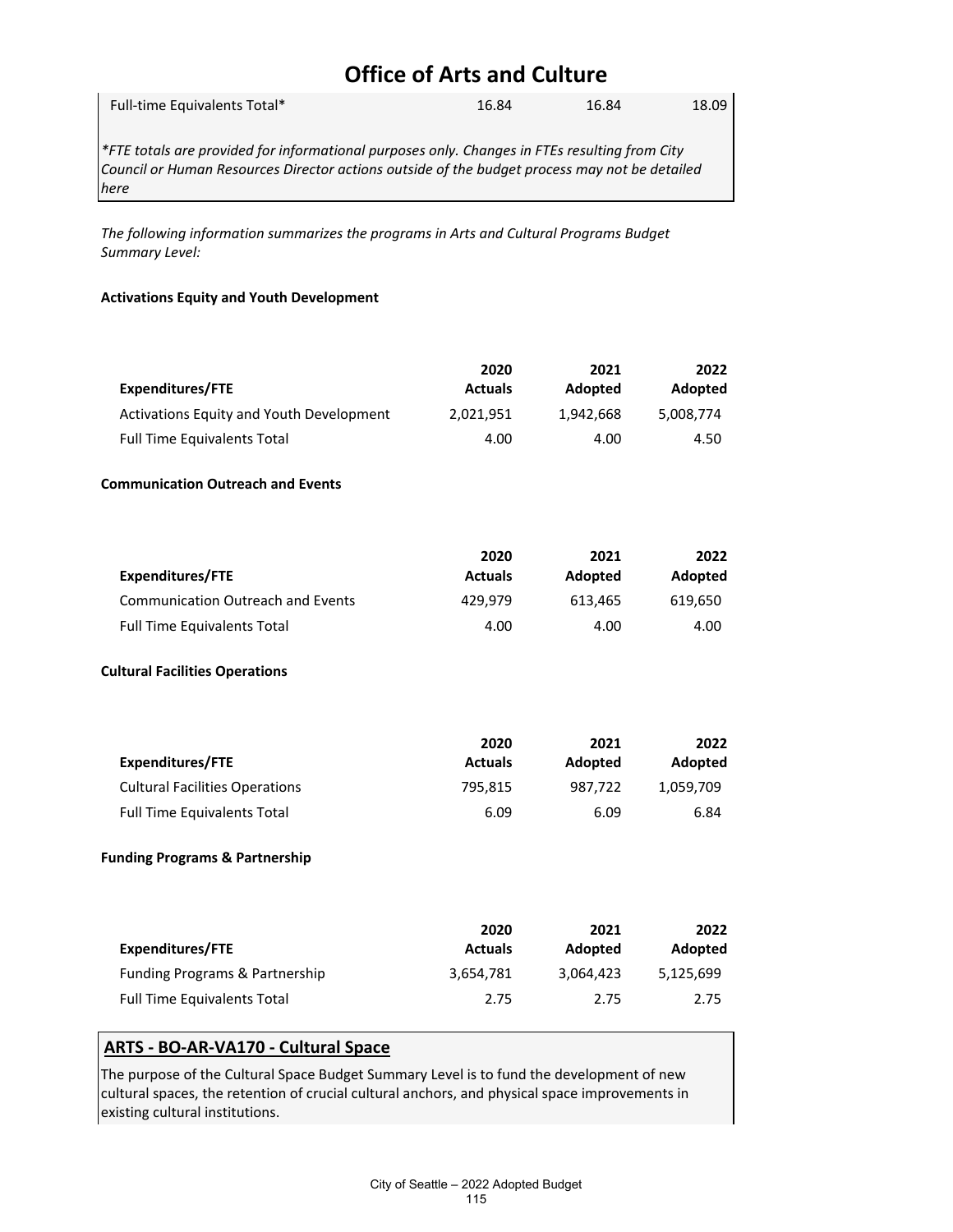# Office of Arts and Culture

| | | | |
|---|---|---|---|
| Full-time Equivalents Total* | 16.84 | 16.84 | 18.09 |

*\*FTE totals are provided for informational purposes only. Changes in FTEs resulting from City Council or Human Resources Director actions outside of the budget process may not be detailed here*

*The following information summarizes the programs in Arts and Cultural Programs Budget Summary Level:*

**Activations Equity and Youth Development**

| Expenditures/FTE | 2020 Actuals | 2021 Adopted | 2022 Adopted |
|---|---|---|---|
| Activations Equity and Youth Development | 2,021,951 | 1,942,668 | 5,008,774 |
| Full Time Equivalents Total | 4.00 | 4.00 | 4.50 |

**Communication Outreach and Events**

| Expenditures/FTE | 2020 Actuals | 2021 Adopted | 2022 Adopted |
|---|---|---|---|
| Communication Outreach and Events | 429,979 | 613,465 | 619,650 |
| Full Time Equivalents Total | 4.00 | 4.00 | 4.00 |

**Cultural Facilities Operations**

| Expenditures/FTE | 2020 Actuals | 2021 Adopted | 2022 Adopted |
|---|---|---|---|
| Cultural Facilities Operations | 795,815 | 987,722 | 1,059,709 |
| Full Time Equivalents Total | 6.09 | 6.09 | 6.84 |

**Funding Programs & Partnership**

| Expenditures/FTE | 2020 Actuals | 2021 Adopted | 2022 Adopted |
|---|---|---|---|
| Funding Programs & Partnership | 3,654,781 | 3,064,423 | 5,125,699 |
| Full Time Equivalents Total | 2.75 | 2.75 | 2.75 |

## ARTS - BO-AR-VA170 - Cultural Space

The purpose of the Cultural Space Budget Summary Level is to fund the development of new cultural spaces, the retention of crucial cultural anchors, and physical space improvements in existing cultural institutions.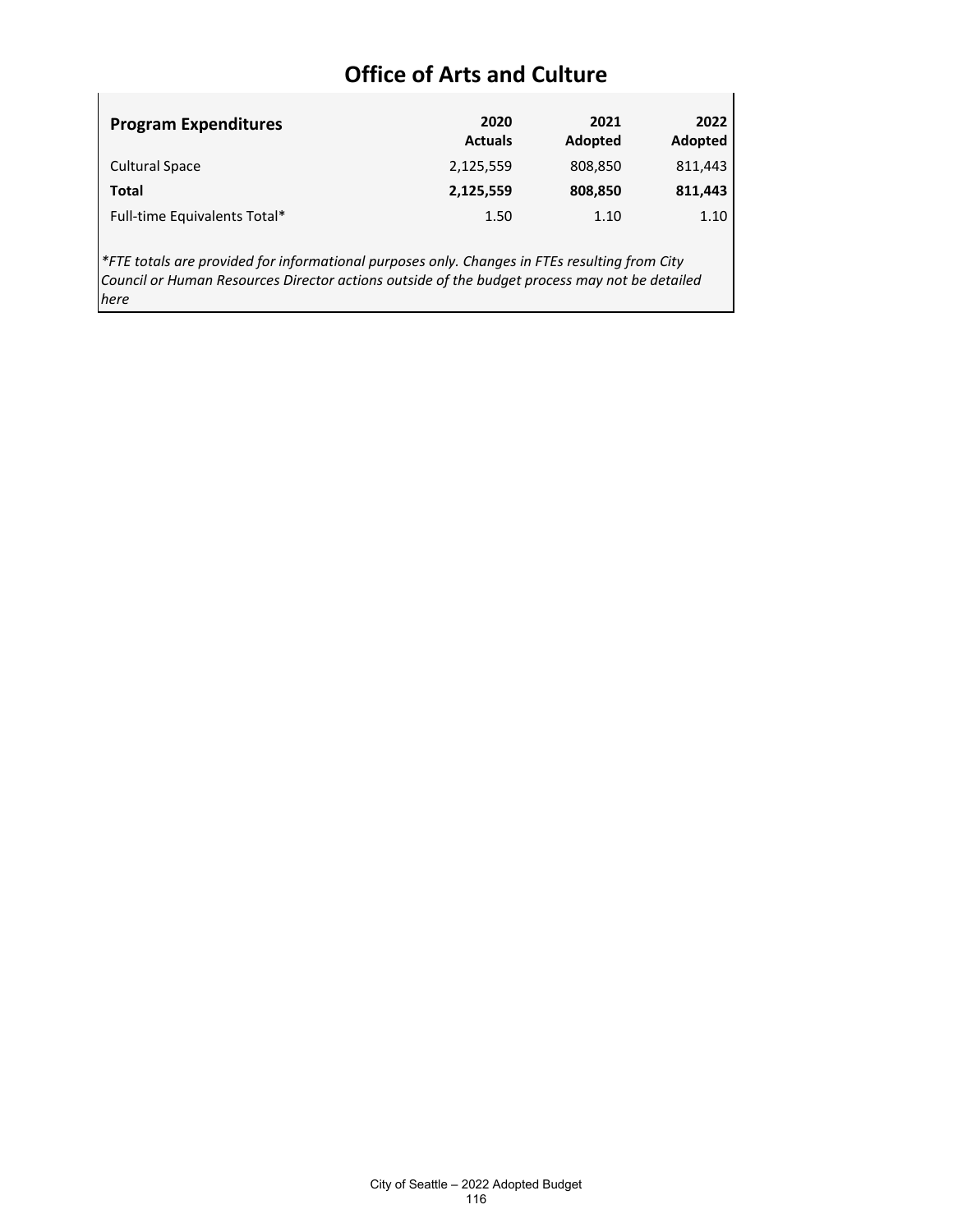# Office of Arts and Culture

| Program Expenditures | 2020 Actuals | 2021 Adopted | 2022 Adopted |
|---|---|---|---|
| Cultural Space | 2,125,559 | 808,850 | 811,443 |
| **Total** | **2,125,559** | **808,850** | **811,443** |
| Full-time Equivalents Total* | 1.50 | 1.10 | 1.10 |

*\*FTE totals are provided for informational purposes only. Changes in FTEs resulting from City Council or Human Resources Director actions outside of the budget process may not be detailed here*